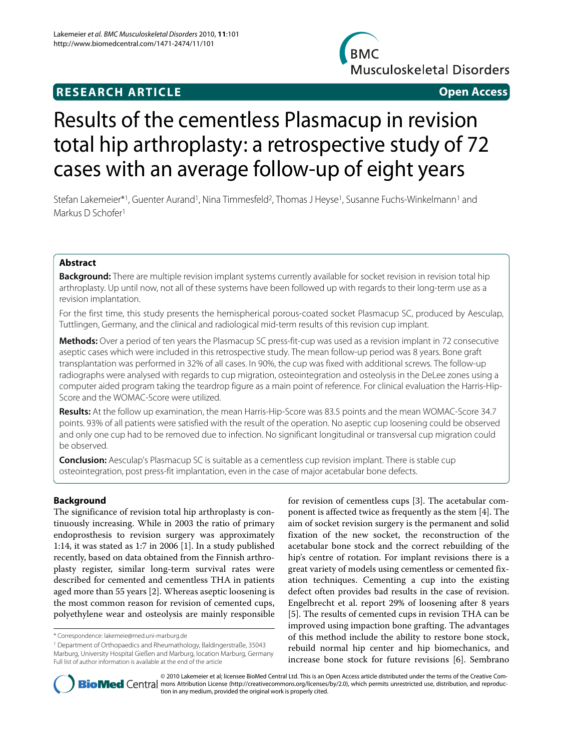**RESEARCH ARTICLE** **Open Access**

# Results of the cementless Plasmacup in revision total hip arthroplasty: a retrospective study of 72 cases with an average follow-up of eight years

Stefan Lakemeier*[1], Guenter Aurand[1], Nina Timmesfeld[2], Thomas J Heyse[1], Susanne Fuchs-Winkelmann[1] and Markus D Schofer[1]

## Abstract

**Background:** There are multiple revision implant systems currently available for socket revision in revision total hip arthroplasty. Up until now, not all of these systems have been followed up with regards to their long-term use as a revision implantation.

For the first time, this study presents the hemispherical porous-coated socket Plasmacup SC, produced by Aesculap, Tuttlingen, Germany, and the clinical and radiological mid-term results of this revision cup implant.

**Methods:** Over a period of ten years the Plasmacup SC press-fit-cup was used as a revision implant in 72 consecutive aseptic cases which were included in this retrospective study. The mean follow-up period was 8 years. Bone graft transplantation was performed in 32% of all cases. In 90%, the cup was fixed with additional screws. The follow-up radiographs were analysed with regards to cup migration, osteointegration and osteolysis in the DeLee zones using a computer aided program taking the teardrop figure as a main point of reference. For clinical evaluation the Harris-Hip-Score and the WOMAC-Score were utilized.

**Results:** At the follow up examination, the mean Harris-Hip-Score was 83.5 points and the mean WOMAC-Score 34.7 points. 93% of all patients were satisfied with the result of the operation. No aseptic cup loosening could be observed and only one cup had to be removed due to infection. No significant longitudinal or transversal cup migration could be observed.

**Conclusion:** Aesculap's Plasmacup SC is suitable as a cementless cup revision implant. There is stable cup osteointegration, post press-fit implantation, even in the case of major acetabular bone defects.

## Background

The significance of revision total hip arthroplasty is continuously increasing. While in 2003 the ratio of primary endoprosthesis to revision surgery was approximately 1:14, it was stated as 1:7 in 2006 [1]. In a study published recently, based on data obtained from the Finnish arthroplasty register, similar long-term survival rates were described for cemented and cementless THA in patients aged more than 55 years [2]. Whereas aseptic loosening is the most common reason for revision of cemented cups, polyethylene wear and osteolysis are mainly responsible for revision of cementless cups [3]. The acetabular component is affected twice as frequently as the stem [4]. The aim of socket revision surgery is the permanent and solid fixation of the new socket, the reconstruction of the acetabular bone stock and the correct rebuilding of the hip's centre of rotation. For implant revisions there is a great variety of models using cementless or cemented fixation techniques. Cementing a cup into the existing defect often provides bad results in the case of revision. Engelbrecht et al. report 29% of loosening after 8 years [5]. The results of cemented cups in revision THA can be improved using impaction bone grafting. The advantages of this method include the ability to restore bone stock, rebuild normal hip center and hip biomechanics, and increase bone stock for future revisions [6]. Sembrano

\* Correspondence: lakemeie@med.uni-marburg.de

[1] Department of Orthopaedics and Rheumathology, Baldingerstraße, 35043 Marburg, University Hospital Gießen and Marburg, location Marburg, Germany

Full list of author information is available at the end of the article

© 2010 Lakemeier et al; licensee BioMed Central Ltd. This is an Open Access article distributed under the terms of the Creative Commons Attribution License (http://creativecommons.org/licenses/by/2.0), which permits unrestricted use, distribution, and reproduction in any medium, provided the original work is properly cited.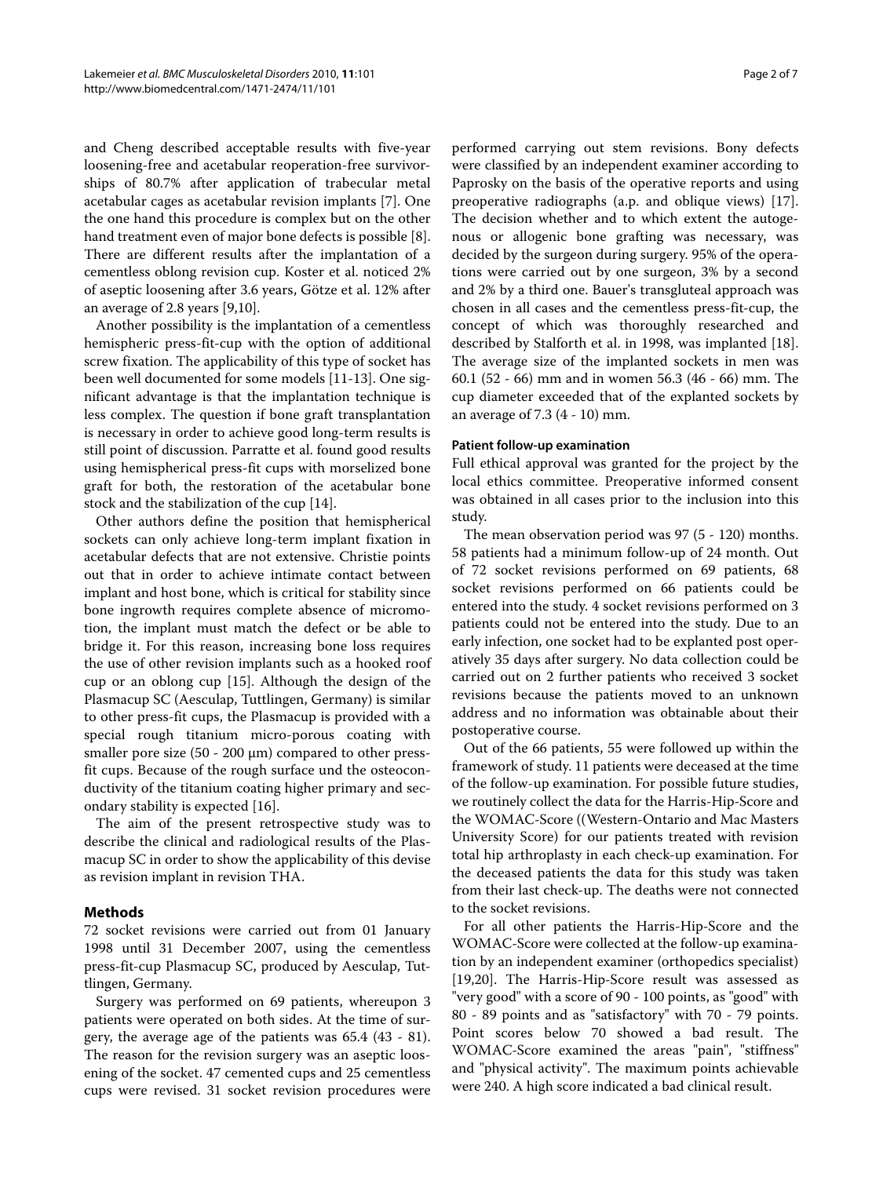and Cheng described acceptable results with five-year loosening-free and acetabular reoperation-free survivorships of 80.7% after application of trabecular metal acetabular cages as acetabular revision implants [7]. One the one hand this procedure is complex but on the other hand treatment even of major bone defects is possible [8]. There are different results after the implantation of a cementless oblong revision cup. Koster et al. noticed 2% of aseptic loosening after 3.6 years, Götze et al. 12% after an average of 2.8 years [9,10].

Another possibility is the implantation of a cementless hemispheric press-fit-cup with the option of additional screw fixation. The applicability of this type of socket has been well documented for some models [11-13]. One significant advantage is that the implantation technique is less complex. The question if bone graft transplantation is necessary in order to achieve good long-term results is still point of discussion. Parratte et al. found good results using hemispherical press-fit cups with morselized bone graft for both, the restoration of the acetabular bone stock and the stabilization of the cup [14].

Other authors define the position that hemispherical sockets can only achieve long-term implant fixation in acetabular defects that are not extensive. Christie points out that in order to achieve intimate contact between implant and host bone, which is critical for stability since bone ingrowth requires complete absence of micromotion, the implant must match the defect or be able to bridge it. For this reason, increasing bone loss requires the use of other revision implants such as a hooked roof cup or an oblong cup [15]. Although the design of the Plasmacup SC (Aesculap, Tuttlingen, Germany) is similar to other press-fit cups, the Plasmacup is provided with a special rough titanium micro-porous coating with smaller pore size (50 - 200 μm) compared to other press-fit cups. Because of the rough surface und the osteoconductivity of the titanium coating higher primary and secondary stability is expected [16].

The aim of the present retrospective study was to describe the clinical and radiological results of the Plasmacup SC in order to show the applicability of this devise as revision implant in revision THA.

## Methods

72 socket revisions were carried out from 01 January 1998 until 31 December 2007, using the cementless press-fit-cup Plasmacup SC, produced by Aesculap, Tuttlingen, Germany.

Surgery was performed on 69 patients, whereupon 3 patients were operated on both sides. At the time of surgery, the average age of the patients was 65.4 (43 - 81). The reason for the revision surgery was an aseptic loosening of the socket. 47 cemented cups and 25 cementless cups were revised. 31 socket revision procedures were performed carrying out stem revisions. Bony defects were classified by an independent examiner according to Paprosky on the basis of the operative reports and using preoperative radiographs (a.p. and oblique views) [17]. The decision whether and to which extent the autogenous or allogenic bone grafting was necessary, was decided by the surgeon during surgery. 95% of the operations were carried out by one surgeon, 3% by a second and 2% by a third one. Bauer's transgluteal approach was chosen in all cases and the cementless press-fit-cup, the concept of which was thoroughly researched and described by Stalforth et al. in 1998, was implanted [18]. The average size of the implanted sockets in men was 60.1 (52 - 66) mm and in women 56.3 (46 - 66) mm. The cup diameter exceeded that of the explanted sockets by an average of 7.3 (4 - 10) mm.

### Patient follow-up examination

Full ethical approval was granted for the project by the local ethics committee. Preoperative informed consent was obtained in all cases prior to the inclusion into this study.

The mean observation period was 97 (5 - 120) months. 58 patients had a minimum follow-up of 24 month. Out of 72 socket revisions performed on 69 patients, 68 socket revisions performed on 66 patients could be entered into the study. 4 socket revisions performed on 3 patients could not be entered into the study. Due to an early infection, one socket had to be explanted post operatively 35 days after surgery. No data collection could be carried out on 2 further patients who received 3 socket revisions because the patients moved to an unknown address and no information was obtainable about their postoperative course.

Out of the 66 patients, 55 were followed up within the framework of study. 11 patients were deceased at the time of the follow-up examination. For possible future studies, we routinely collect the data for the Harris-Hip-Score and the WOMAC-Score ((Western-Ontario and Mac Masters University Score) for our patients treated with revision total hip arthroplasty in each check-up examination. For the deceased patients the data for this study was taken from their last check-up. The deaths were not connected to the socket revisions.

For all other patients the Harris-Hip-Score and the WOMAC-Score were collected at the follow-up examination by an independent examiner (orthopedics specialist) [19,20]. The Harris-Hip-Score result was assessed as "very good" with a score of 90 - 100 points, as "good" with 80 - 89 points and as "satisfactory" with 70 - 79 points. Point scores below 70 showed a bad result. The WOMAC-Score examined the areas "pain", "stiffness" and "physical activity". The maximum points achievable were 240. A high score indicated a bad clinical result.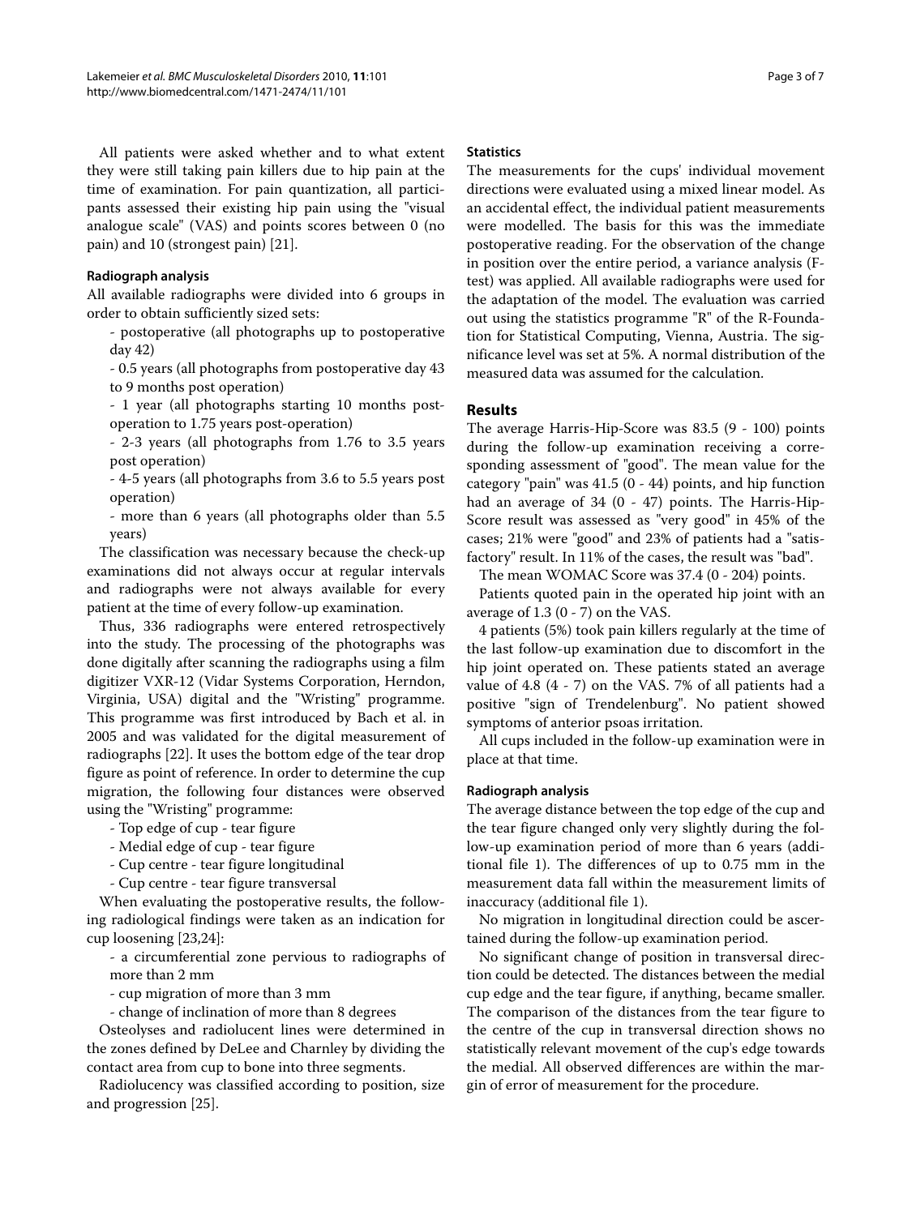All patients were asked whether and to what extent they were still taking pain killers due to hip pain at the time of examination. For pain quantization, all participants assessed their existing hip pain using the "visual analogue scale" (VAS) and points scores between 0 (no pain) and 10 (strongest pain) [21].

### Radiograph analysis

All available radiographs were divided into 6 groups in order to obtain sufficiently sized sets:

- postoperative (all photographs up to postoperative day 42)
- 0.5 years (all photographs from postoperative day 43 to 9 months post operation)
- 1 year (all photographs starting 10 months postoperation to 1.75 years post-operation)
- 2-3 years (all photographs from 1.76 to 3.5 years post operation)
- 4-5 years (all photographs from 3.6 to 5.5 years post operation)
- more than 6 years (all photographs older than 5.5 years)

The classification was necessary because the check-up examinations did not always occur at regular intervals and radiographs were not always available for every patient at the time of every follow-up examination.

Thus, 336 radiographs were entered retrospectively into the study. The processing of the photographs was done digitally after scanning the radiographs using a film digitizer VXR-12 (Vidar Systems Corporation, Herndon, Virginia, USA) digital and the "Wristing" programme. This programme was first introduced by Bach et al. in 2005 and was validated for the digital measurement of radiographs [22]. It uses the bottom edge of the tear drop figure as point of reference. In order to determine the cup migration, the following four distances were observed using the "Wristing" programme:

- Top edge of cup - tear figure
- Medial edge of cup - tear figure
- Cup centre - tear figure longitudinal
- Cup centre - tear figure transversal

When evaluating the postoperative results, the following radiological findings were taken as an indication for cup loosening [23,24]:

- a circumferential zone pervious to radiographs of more than 2 mm
- cup migration of more than 3 mm
- change of inclination of more than 8 degrees

Osteolyses and radiolucent lines were determined in the zones defined by DeLee and Charnley by dividing the contact area from cup to bone into three segments.

Radiolucency was classified according to position, size and progression [25].

### Statistics

The measurements for the cups' individual movement directions were evaluated using a mixed linear model. As an accidental effect, the individual patient measurements were modelled. The basis for this was the immediate postoperative reading. For the observation of the change in position over the entire period, a variance analysis (F-test) was applied. All available radiographs were used for the adaptation of the model. The evaluation was carried out using the statistics programme "R" of the R-Foundation for Statistical Computing, Vienna, Austria. The significance level was set at 5%. A normal distribution of the measured data was assumed for the calculation.

## Results

The average Harris-Hip-Score was 83.5 (9 - 100) points during the follow-up examination receiving a corresponding assessment of "good". The mean value for the category "pain" was 41.5 (0 - 44) points, and hip function had an average of 34 (0 - 47) points. The Harris-Hip-Score result was assessed as "very good" in 45% of the cases; 21% were "good" and 23% of patients had a "satisfactory" result. In 11% of the cases, the result was "bad".

The mean WOMAC Score was 37.4 (0 - 204) points.

Patients quoted pain in the operated hip joint with an average of 1.3 (0 - 7) on the VAS.

4 patients (5%) took pain killers regularly at the time of the last follow-up examination due to discomfort in the hip joint operated on. These patients stated an average value of 4.8 (4 - 7) on the VAS. 7% of all patients had a positive "sign of Trendelenburg". No patient showed symptoms of anterior psoas irritation.

All cups included in the follow-up examination were in place at that time.

### Radiograph analysis

The average distance between the top edge of the cup and the tear figure changed only very slightly during the follow-up examination period of more than 6 years (additional file 1). The differences of up to 0.75 mm in the measurement data fall within the measurement limits of inaccuracy (additional file 1).

No migration in longitudinal direction could be ascertained during the follow-up examination period.

No significant change of position in transversal direction could be detected. The distances between the medial cup edge and the tear figure, if anything, became smaller. The comparison of the distances from the tear figure to the centre of the cup in transversal direction shows no statistically relevant movement of the cup's edge towards the medial. All observed differences are within the margin of error of measurement for the procedure.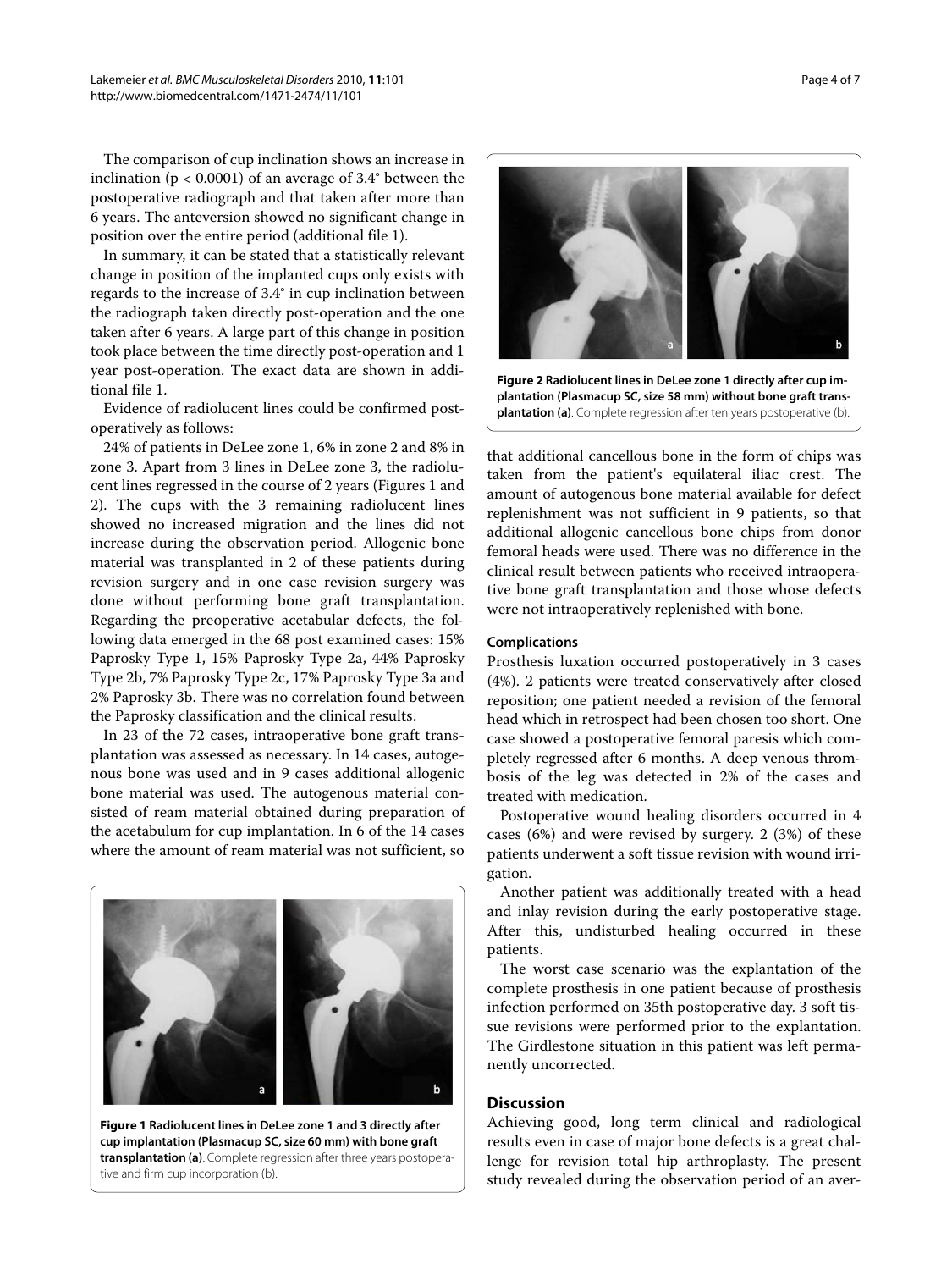The comparison of cup inclination shows an increase in inclination ($p < 0.0001$) of an average of 3.4° between the postoperative radiograph and that taken after more than 6 years. The anteversion showed no significant change in position over the entire period (additional file 1).

In summary, it can be stated that a statistically relevant change in position of the implanted cups only exists with regards to the increase of 3.4° in cup inclination between the radiograph taken directly post-operation and the one taken after 6 years. A large part of this change in position took place between the time directly post-operation and 1 year post-operation. The exact data are shown in additional file 1.

Evidence of radiolucent lines could be confirmed postoperatively as follows:

24% of patients in DeLee zone 1, 6% in zone 2 and 8% in zone 3. Apart from 3 lines in DeLee zone 3, the radiolucent lines regressed in the course of 2 years (Figures 1 and 2). The cups with the 3 remaining radiolucent lines showed no increased migration and the lines did not increase during the observation period. Allogenic bone material was transplanted in 2 of these patients during revision surgery and in one case revision surgery was done without performing bone graft transplantation. Regarding the preoperative acetabular defects, the following data emerged in the 68 post examined cases: 15% Paprosky Type 1, 15% Paprosky Type 2a, 44% Paprosky Type 2b, 7% Paprosky Type 2c, 17% Paprosky Type 3a and 2% Paprosky 3b. There was no correlation found between the Paprosky classification and the clinical results.

In 23 of the 72 cases, intraoperative bone graft transplantation was assessed as necessary. In 14 cases, autogenous bone was used and in 9 cases additional allogenic bone material was used. The autogenous material consisted of ream material obtained during preparation of the acetabulum for cup implantation. In 6 of the 14 cases where the amount of ream material was not sufficient, so that additional cancellous bone in the form of chips was taken from the patient's equilateral iliac crest. The amount of autogenous bone material available for defect replenishment was not sufficient in 9 patients, so that additional allogenic cancellous bone chips from donor femoral heads were used. There was no difference in the clinical result between patients who received intraoperative bone graft transplantation and those whose defects were not intraoperatively replenished with bone.

**Figure 1 Radiolucent lines in DeLee zone 1 and 3 directly after cup implantation (Plasmacup SC, size 60 mm) with bone graft transplantation (a)**. Complete regression after three years postoperative and firm cup incorporation (b).

**Figure 2 Radiolucent lines in DeLee zone 1 directly after cup implantation (Plasmacup SC, size 58 mm) without bone graft transplantation (a)**. Complete regression after ten years postoperative (b).

### Complications

Prosthesis luxation occurred postoperatively in 3 cases (4%). 2 patients were treated conservatively after closed reposition; one patient needed a revision of the femoral head which in retrospect had been chosen too short. One case showed a postoperative femoral paresis which completely regressed after 6 months. A deep venous thrombosis of the leg was detected in 2% of the cases and treated with medication.

Postoperative wound healing disorders occurred in 4 cases (6%) and were revised by surgery. 2 (3%) of these patients underwent a soft tissue revision with wound irrigation.

Another patient was additionally treated with a head and inlay revision during the early postoperative stage. After this, undisturbed healing occurred in these patients.

The worst case scenario was the explantation of the complete prosthesis in one patient because of prosthesis infection performed on 35th postoperative day. 3 soft tissue revisions were performed prior to the explantation. The Girdlestone situation in this patient was left permanently uncorrected.

## Discussion

Achieving good, long term clinical and radiological results even in case of major bone defects is a great challenge for revision total hip arthroplasty. The present study revealed during the observation period of an aver-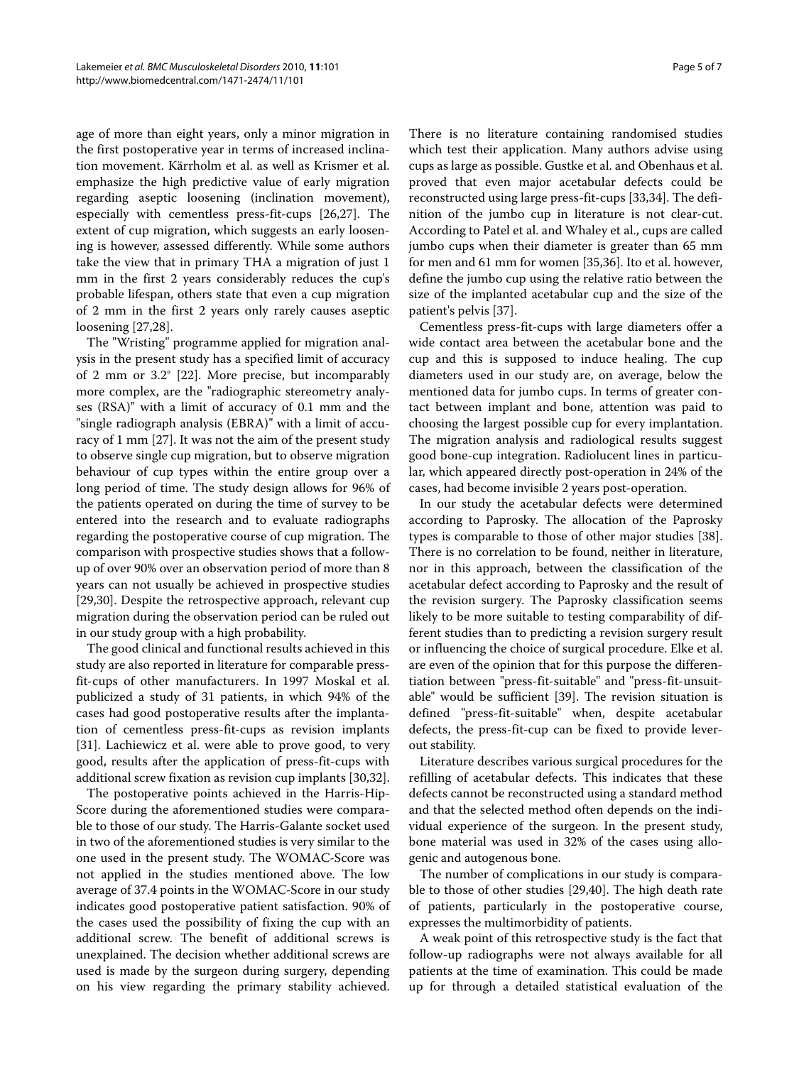age of more than eight years, only a minor migration in the first postoperative year in terms of increased inclination movement. Kärrholm et al. as well as Krismer et al. emphasize the high predictive value of early migration regarding aseptic loosening (inclination movement), especially with cementless press-fit-cups [26,27]. The extent of cup migration, which suggests an early loosening is however, assessed differently. While some authors take the view that in primary THA a migration of just 1 mm in the first 2 years considerably reduces the cup's probable lifespan, others state that even a cup migration of 2 mm in the first 2 years only rarely causes aseptic loosening [27,28].

The "Wristing" programme applied for migration analysis in the present study has a specified limit of accuracy of 2 mm or 3.2° [22]. More precise, but incomparably more complex, are the "radiographic stereometry analyses (RSA)" with a limit of accuracy of 0.1 mm and the "single radiograph analysis (EBRA)" with a limit of accuracy of 1 mm [27]. It was not the aim of the present study to observe single cup migration, but to observe migration behaviour of cup types within the entire group over a long period of time. The study design allows for 96% of the patients operated on during the time of survey to be entered into the research and to evaluate radiographs regarding the postoperative course of cup migration. The comparison with prospective studies shows that a follow-up of over 90% over an observation period of more than 8 years can not usually be achieved in prospective studies [29,30]. Despite the retrospective approach, relevant cup migration during the observation period can be ruled out in our study group with a high probability.

The good clinical and functional results achieved in this study are also reported in literature for comparable press-fit-cups of other manufacturers. In 1997 Moskal et al. publicized a study of 31 patients, in which 94% of the cases had good postoperative results after the implantation of cementless press-fit-cups as revision implants [31]. Lachiewicz et al. were able to prove good, to very good, results after the application of press-fit-cups with additional screw fixation as revision cup implants [30,32].

The postoperative points achieved in the Harris-Hip-Score during the aforementioned studies were comparable to those of our study. The Harris-Galante socket used in two of the aforementioned studies is very similar to the one used in the present study. The WOMAC-Score was not applied in the studies mentioned above. The low average of 37.4 points in the WOMAC-Score in our study indicates good postoperative patient satisfaction. 90% of the cases used the possibility of fixing the cup with an additional screw. The benefit of additional screws is unexplained. The decision whether additional screws are used is made by the surgeon during surgery, depending on his view regarding the primary stability achieved. There is no literature containing randomised studies which test their application. Many authors advise using cups as large as possible. Gustke et al. and Obenhaus et al. proved that even major acetabular defects could be reconstructed using large press-fit-cups [33,34]. The definition of the jumbo cup in literature is not clear-cut. According to Patel et al. and Whaley et al., cups are called jumbo cups when their diameter is greater than 65 mm for men and 61 mm for women [35,36]. Ito et al. however, define the jumbo cup using the relative ratio between the size of the implanted acetabular cup and the size of the patient's pelvis [37].

Cementless press-fit-cups with large diameters offer a wide contact area between the acetabular bone and the cup and this is supposed to induce healing. The cup diameters used in our study are, on average, below the mentioned data for jumbo cups. In terms of greater contact between implant and bone, attention was paid to choosing the largest possible cup for every implantation. The migration analysis and radiological results suggest good bone-cup integration. Radiolucent lines in particular, which appeared directly post-operation in 24% of the cases, had become invisible 2 years post-operation.

In our study the acetabular defects were determined according to Paprosky. The allocation of the Paprosky types is comparable to those of other major studies [38]. There is no correlation to be found, neither in literature, nor in this approach, between the classification of the acetabular defect according to Paprosky and the result of the revision surgery. The Paprosky classification seems likely to be more suitable to testing comparability of different studies than to predicting a revision surgery result or influencing the choice of surgical procedure. Elke et al. are even of the opinion that for this purpose the differentiation between "press-fit-suitable" and "press-fit-unsuitable" would be sufficient [39]. The revision situation is defined "press-fit-suitable" when, despite acetabular defects, the press-fit-cup can be fixed to provide lever-out stability.

Literature describes various surgical procedures for the refilling of acetabular defects. This indicates that these defects cannot be reconstructed using a standard method and that the selected method often depends on the individual experience of the surgeon. In the present study, bone material was used in 32% of the cases using allogenic and autogenous bone.

The number of complications in our study is comparable to those of other studies [29,40]. The high death rate of patients, particularly in the postoperative course, expresses the multimorbidity of patients.

A weak point of this retrospective study is the fact that follow-up radiographs were not always available for all patients at the time of examination. This could be made up for through a detailed statistical evaluation of the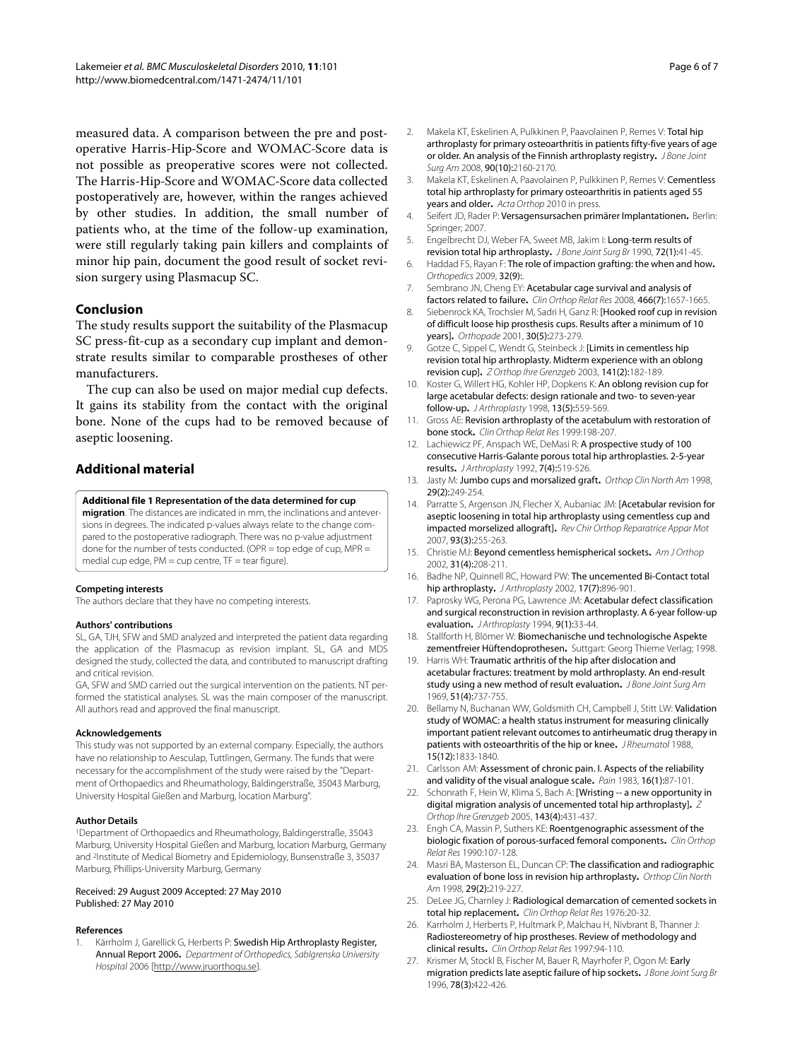measured data. A comparison between the pre and postoperative Harris-Hip-Score and WOMAC-Score data is not possible as preoperative scores were not collected. The Harris-Hip-Score and WOMAC-Score data collected postoperatively are, however, within the ranges achieved by other studies. In addition, the small number of patients who, at the time of the follow-up examination, were still regularly taking pain killers and complaints of minor hip pain, document the good result of socket revision surgery using Plasmacup SC.

## Conclusion

The study results support the suitability of the Plasmacup SC press-fit-cup as a secondary cup implant and demonstrate results similar to comparable prostheses of other manufacturers.

The cup can also be used on major medial cup defects. It gains its stability from the contact with the original bone. None of the cups had to be removed because of aseptic loosening.

## Additional material

**Additional file 1 Representation of the data determined for cup migration**. The distances are indicated in mm, the inclinations and anteversions in degrees. The indicated p-values always relate to the change compared to the postoperative radiograph. There was no p-value adjustment done for the number of tests conducted. (OPR = top edge of cup, MPR = medial cup edge, PM = cup centre, TF = tear figure).

#### Competing interests

The authors declare that they have no competing interests.

#### Authors' contributions

SL, GA, TJH, SFW and SMD analyzed and interpreted the patient data regarding the application of the Plasmacup as revision implant. SL, GA and MDS designed the study, collected the data, and contributed to manuscript drafting and critical revision.
GA, SFW and SMD carried out the surgical intervention on the patients. NT performed the statistical analyses. SL was the main composer of the manuscript. All authors read and approved the final manuscript.

#### Acknowledgements

This study was not supported by an external company. Especially, the authors have no relationship to Aesculap, Tuttlingen, Germany. The funds that were necessary for the accomplishment of the study were raised by the "Department of Orthopaedics and Rheumathology, Baldingerstraße, 35043 Marburg, University Hospital Gießen and Marburg, location Marburg".

#### Author Details

[1]Department of Orthopaedics and Rheumathology, Baldingerstraße, 35043 Marburg, University Hospital Gießen and Marburg, location Marburg, Germany and [2]Institute of Medical Biometry and Epidemiology, Bunsenstraße 3, 35037 Marburg, Phillips-University Marburg, Germany

Received: 29 August 2009 Accepted: 27 May 2010
Published: 27 May 2010

#### References

1. Kärrholm J, Garellick G, Herberts P: **Swedish Hip Arthroplasty Register, Annual Report 2006.** *Department of Orthopedics, Sablgrenska University Hospital* 2006 [http://www.jruorthogu.se].
2. Makela KT, Eskelinen A, Pulkkinen P, Paavolainen P, Remes V: **Total hip arthroplasty for primary osteoarthritis in patients fifty-five years of age or older. An analysis of the Finnish arthroplasty registry.** *J Bone Joint Surg Am* 2008, **90(10):**2160-2170.
3. Makela KT, Eskelinen A, Paavolainen P, Pulkkinen P, Remes V: **Cementless total hip arthroplasty for primary osteoarthritis in patients aged 55 years and older.** *Acta Orthop* 2010 in press.
4. Seifert JD, Rader P: **Versagensursachen primärer Implantationen.** Berlin: Springer; 2007.
5. Engelbrecht DJ, Weber FA, Sweet MB, Jakim I: **Long-term results of revision total hip arthroplasty.** *J Bone Joint Surg Br* 1990, **72(1):**41-45.
6. Haddad FS, Rayan F: **The role of impaction grafting: the when and how.** *Orthopedics* 2009, **32(9):**.
7. Sembrano JN, Cheng EY: **Acetabular cage survival and analysis of factors related to failure.** *Clin Orthop Relat Res* 2008, **466(7):**1657-1665.
8. Siebenrock KA, Trochsler M, Sadri H, Ganz R: **[Hooked roof cup in revision of difficult loose hip prosthesis cups. Results after a minimum of 10 years].** *Orthopade* 2001, **30(5):**273-279.
9. Gotze C, Sippel C, Wendt G, Steinbeck J: **[Limits in cementless hip revision total hip arthroplasty. Midterm experience with an oblong revision cup].** *Z Orthop Ihre Grenzgeb* 2003, **141(2):**182-189.
10. Koster G, Willert HG, Kohler HP, Dopkens K: **An oblong revision cup for large acetabular defects: design rationale and two- to seven-year follow-up.** *J Arthroplasty* 1998, **13(5):**559-569.
11. Gross AE: **Revision arthroplasty of the acetabulum with restoration of bone stock.** *Clin Orthop Relat Res* 1999:198-207.
12. Lachiewicz PF, Anspach WE, DeMasi R: **A prospective study of 100 consecutive Harris-Galante porous total hip arthroplasties. 2-5-year results.** *J Arthroplasty* 1992, **7(4):**519-526.
13. Jasty M: **Jumbo cups and morsalized graft.** *Orthop Clin North Am* 1998, **29(2):**249-254.
14. Parratte S, Argenson JN, Flecher X, Aubaniac JM: **[Acetabular revision for aseptic loosening in total hip arthroplasty using cementless cup and impacted morselized allograft].** *Rev Chir Orthop Reparatrice Appar Mot* 2007, **93(3):**255-263.
15. Christie MJ: **Beyond cementless hemispherical sockets.** *Am J Orthop* 2002, **31(4):**208-211.
16. Badhe NP, Quinnell RC, Howard PW: **The uncemented Bi-Contact total hip arthroplasty.** *J Arthroplasty* 2002, **17(7):**896-901.
17. Paprosky WG, Perona PG, Lawrence JM: **Acetabular defect classification and surgical reconstruction in revision arthroplasty. A 6-year follow-up evaluation.** *J Arthroplasty* 1994, **9(1):**33-44.
18. Stallforth H, Blömer W: **Biomechanische und technologische Aspekte zementfreier Hüftendoprothesen.** Suttgart: Georg Thieme Verlag; 1998.
19. Harris WH: **Traumatic arthritis of the hip after dislocation and acetabular fractures: treatment by mold arthroplasty. An end-result study using a new method of result evaluation.** *J Bone Joint Surg Am* 1969, **51(4):**737-755.
20. Bellamy N, Buchanan WW, Goldsmith CH, Campbell J, Stitt LW: **Validation study of WOMAC: a health status instrument for measuring clinically important patient relevant outcomes to antirheumatic drug therapy in patients with osteoarthritis of the hip or knee.** *J Rheumatol* 1988, **15(12):**1833-1840.
21. Carlsson AM: **Assessment of chronic pain. I. Aspects of the reliability and validity of the visual analogue scale.** *Pain* 1983, **16(1):**87-101.
22. Schonrath F, Hein W, Klima S, Bach A: **[Wristing -- a new opportunity in digital migration analysis of uncemented total hip arthroplasty].** *Z Orthop Ihre Grenzgeb* 2005, **143(4):**431-437.
23. Engh CA, Massin P, Suthers KE: **Roentgenographic assessment of the biologic fixation of porous-surfaced femoral components.** *Clin Orthop Relat Res* 1990:107-128.
24. Masri BA, Masterson EL, Duncan CP: **The classification and radiographic evaluation of bone loss in revision hip arthroplasty.** *Orthop Clin North Am* 1998, **29(2):**219-227.
25. DeLee JG, Charnley J: **Radiological demarcation of cemented sockets in total hip replacement.** *Clin Orthop Relat Res* 1976:20-32.
26. Karrholm J, Herberts P, Hultmark P, Malchau H, Nivbrant B, Thanner J: **Radiostereometry of hip prostheses. Review of methodology and clinical results.** *Clin Orthop Relat Res* 1997:94-110.
27. Krismer M, Stockl B, Fischer M, Bauer R, Mayrhofer P, Ogon M: **Early migration predicts late aseptic failure of hip sockets.** *J Bone Joint Surg Br* 1996, **78(3):**422-426.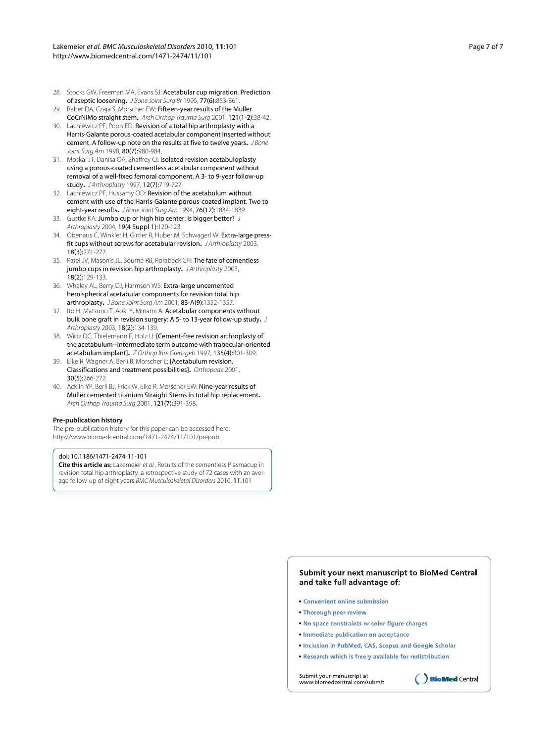28. Stocks GW, Freeman MA, Evans SJ: **Acetabular cup migration. Prediction of aseptic loosening.** *J Bone Joint Surg Br* 1995, **77(6):**853-861.
29. Raber DA, Czaja S, Morscher EW: **Fifteen-year results of the Muller CoCrNiMo straight stem.** *Arch Orthop Trauma Surg* 2001, **121(1-2):**38-42.
30. Lachiewicz PF, Poon ED: **Revision of a total hip arthroplasty with a Harris-Galante porous-coated acetabular component inserted without cement. A follow-up note on the results at five to twelve years.** *J Bone Joint Surg Am* 1998, **80(7):**980-984.
31. Moskal JT, Danisa OA, Shaffrey CI: **Isolated revision acetabuloplasty using a porous-coated cementless acetabular component without removal of a well-fixed femoral component. A 3- to 9-year follow-up study.** *J Arthroplasty* 1997, **12(7):**719-727.
32. Lachiewicz PF, Hussamy OD: **Revision of the acetabulum without cement with use of the Harris-Galante porous-coated implant. Two to eight-year results.** *J Bone Joint Surg Am* 1994, **76(12):**1834-1839.
33. Gustke KA: **Jumbo cup or high hip center: is bigger better?** *J Arthroplasty* 2004, **19(4 Suppl 1):**120-123.
34. Obenaus C, Winkler H, Girtler R, Huber M, Schwagerl W: **Extra-large press-fit cups without screws for acetabular revision.** *J Arthroplasty* 2003, **18(3):**271-277.
35. Patel JV, Masonis JL, Bourne RB, Rorabeck CH: **The fate of cementless jumbo cups in revision hip arthroplasty.** *J Arthroplasty* 2003, **18(2):**129-133.
36. Whaley AL, Berry DJ, Harmsen WS: **Extra-large uncemented hemispherical acetabular components for revision total hip arthroplasty.** *J Bone Joint Surg Am* 2001, **83-A(9):**1352-1357.
37. Ito H, Matsuno T, Aoki Y, Minami A: **Acetabular components without bulk bone graft in revision surgery: A 5- to 13-year follow-up study.** *J Arthroplasty* 2003, **18(2):**134-139.
38. Wirtz DC, Thielemann F, Holz U: **[Cement-free revision arthroplasty of the acetabulum--intermediate term outcome with trabecular-oriented acetabulum implant].** *Z Orthop Ihre Grenzgeb* 1997, **135(4):**301-309.
39. Elke R, Wagner A, Berli B, Morscher E: **[Acetabulum revision. Classifications and treatment possibilities].** *Orthopade* 2001, **30(5):**266-272.
40. Acklin YP, Berli BJ, Frick W, Elke R, Morscher EW: **Nine-year results of Muller cemented titanium Straight Stems in total hip replacement.** *Arch Orthop Trauma Surg* 2001, **121(7):**391-398.

### Pre-publication history

The pre-publication history for this paper can be accessed here:
http://www.biomedcentral.com/1471-2474/11/101/prepub

doi: 10.1186/1471-2474-11-101

**Cite this article as:** Lakemeier *et al.*, Results of the cementless Plasmacup in revision total hip arthroplasty: a retrospective study of 72 cases with an average follow-up of eight years *BMC Musculoskeletal Disorders* 2010, **11**:101

**Submit your next manuscript to BioMed Central and take full advantage of:**

- Convenient online submission
- Thorough peer review
- No space constraints or color figure charges
- Immediate publication on acceptance
- Inclusion in PubMed, CAS, Scopus and Google Scholar
- Research which is freely available for redistribution

Submit your manuscript at
www.biomedcentral.com/submit

BioMed Central